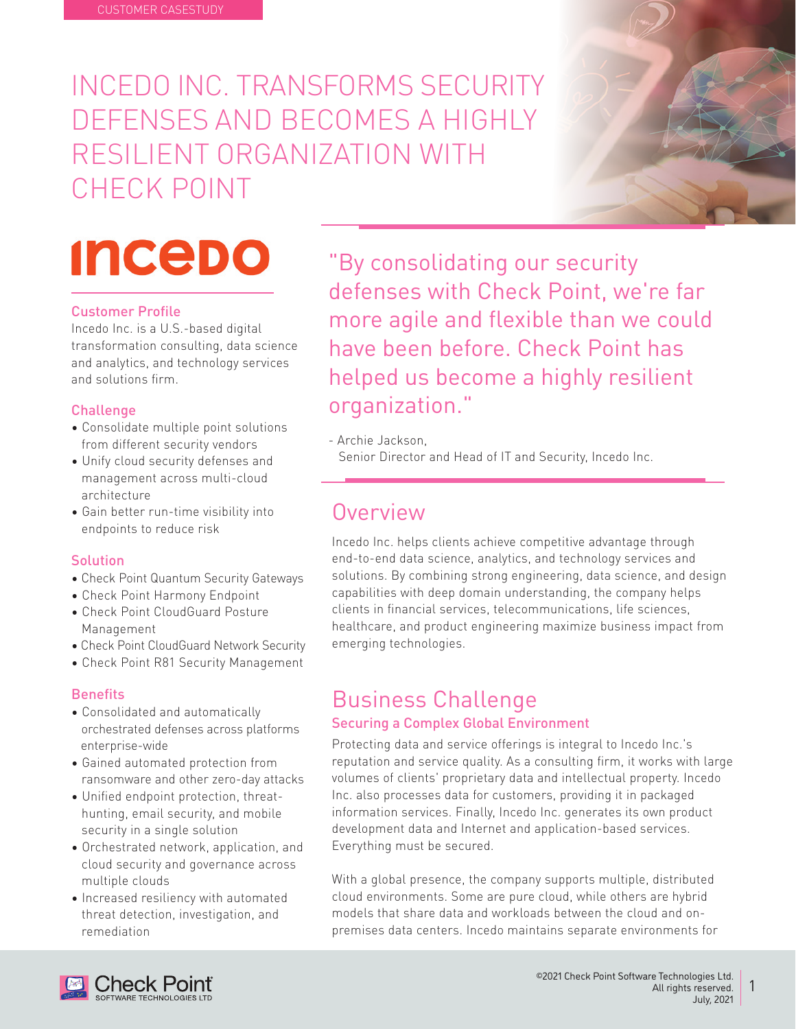CUSTOMER CASESTUDY

# INCEDO INC. TRANSFORMS SECURITY DEFENSES AND BECOMES A HIGHLY RESILIENT ORGANIZATION WITH CHECK POINT

### Customer Profile

Incedo Inc. is a U.S.-based digital transformation consulting, data science and analytics, and technology services and solutions firm.

### Challenge

- Consolidate multiple point solutions from different security vendors
- Unify cloud security defenses and management across multi-cloud architecture
- Gain better run-time visibility into endpoints to reduce risk

### Solution

- Check Point Quantum Security Gateways
- Check Point Harmony Endpoint
- Check Point CloudGuard Posture Management
- Check Point CloudGuard Network Security
- Check Point R81 Security Management

### Benefits

- Consolidated and automatically orchestrated defenses across platforms enterprise-wide
- Gained automated protection from ransomware and other zero-day attacks
- Unified endpoint protection, threat-hunting, email security, and mobile security in a single solution
- Orchestrated network, application, and cloud security and governance across multiple clouds
- Increased resiliency with automated threat detection, investigation, and remediation

> "By consolidating our security defenses with Check Point, we're far more agile and flexible than we could have been before. Check Point has helped us become a highly resilient organization."
>
> - Archie Jackson,
> Senior Director and Head of IT and Security, Incedo Inc.

## Overview

Incedo Inc. helps clients achieve competitive advantage through end-to-end data science, analytics, and technology services and solutions. By combining strong engineering, data science, and design capabilities with deep domain understanding, the company helps clients in financial services, telecommunications, life sciences, healthcare, and product engineering maximize business impact from emerging technologies.

## Business Challenge

### Securing a Complex Global Environment

Protecting data and service offerings is integral to Incedo Inc.'s reputation and service quality. As a consulting firm, it works with large volumes of clients' proprietary data and intellectual property. Incedo Inc. also processes data for customers, providing it in packaged information services. Finally, Incedo Inc. generates its own product development data and Internet and application-based services. Everything must be secured.

With a global presence, the company supports multiple, distributed cloud environments. Some are pure cloud, while others are hybrid models that share data and workloads between the cloud and on-premises data centers. Incedo maintains separate environments for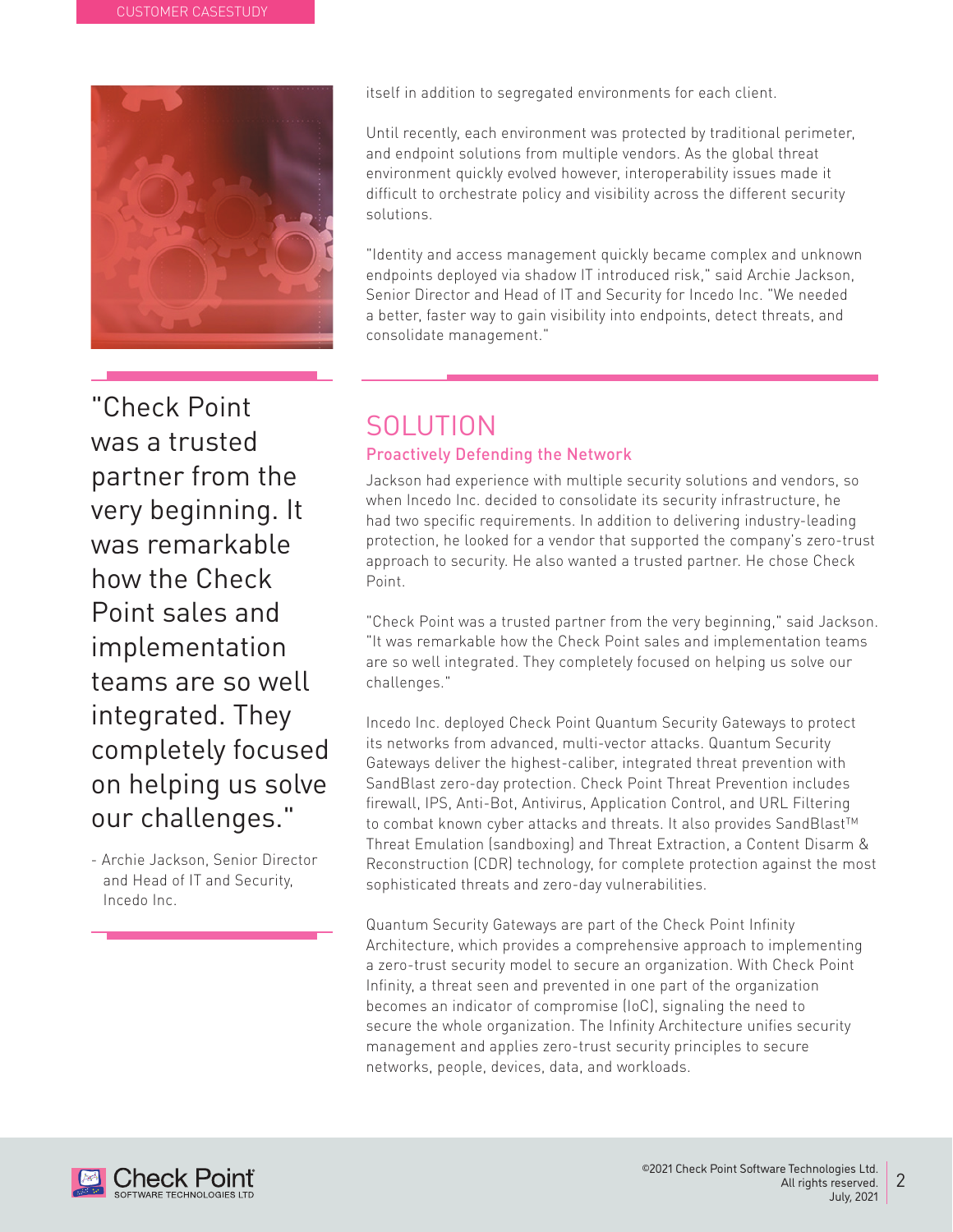itself in addition to segregated environments for each client.

Until recently, each environment was protected by traditional perimeter, and endpoint solutions from multiple vendors. As the global threat environment quickly evolved however, interoperability issues made it difficult to orchestrate policy and visibility across the different security solutions.

"Identity and access management quickly became complex and unknown endpoints deployed via shadow IT introduced risk," said Archie Jackson, Senior Director and Head of IT and Security for Incedo Inc. "We needed a better, faster way to gain visibility into endpoints, detect threats, and consolidate management."

> "Check Point was a trusted partner from the very beginning. It was remarkable how the Check Point sales and implementation teams are so well integrated. They completely focused on helping us solve our challenges."
>
> - Archie Jackson, Senior Director and Head of IT and Security, Incedo Inc.

## SOLUTION

### Proactively Defending the Network

Jackson had experience with multiple security solutions and vendors, so when Incedo Inc. decided to consolidate its security infrastructure, he had two specific requirements. In addition to delivering industry-leading protection, he looked for a vendor that supported the company's zero-trust approach to security. He also wanted a trusted partner. He chose Check Point.

"Check Point was a trusted partner from the very beginning," said Jackson. "It was remarkable how the Check Point sales and implementation teams are so well integrated. They completely focused on helping us solve our challenges."

Incedo Inc. deployed Check Point Quantum Security Gateways to protect its networks from advanced, multi-vector attacks. Quantum Security Gateways deliver the highest-caliber, integrated threat prevention with SandBlast zero-day protection. Check Point Threat Prevention includes firewall, IPS, Anti-Bot, Antivirus, Application Control, and URL Filtering to combat known cyber attacks and threats. It also provides SandBlast™ Threat Emulation (sandboxing) and Threat Extraction, a Content Disarm & Reconstruction (CDR) technology, for complete protection against the most sophisticated threats and zero-day vulnerabilities.

Quantum Security Gateways are part of the Check Point Infinity Architecture, which provides a comprehensive approach to implementing a zero-trust security model to secure an organization. With Check Point Infinity, a threat seen and prevented in one part of the organization becomes an indicator of compromise (IoC), signaling the need to secure the whole organization. The Infinity Architecture unifies security management and applies zero-trust security principles to secure networks, people, devices, data, and workloads.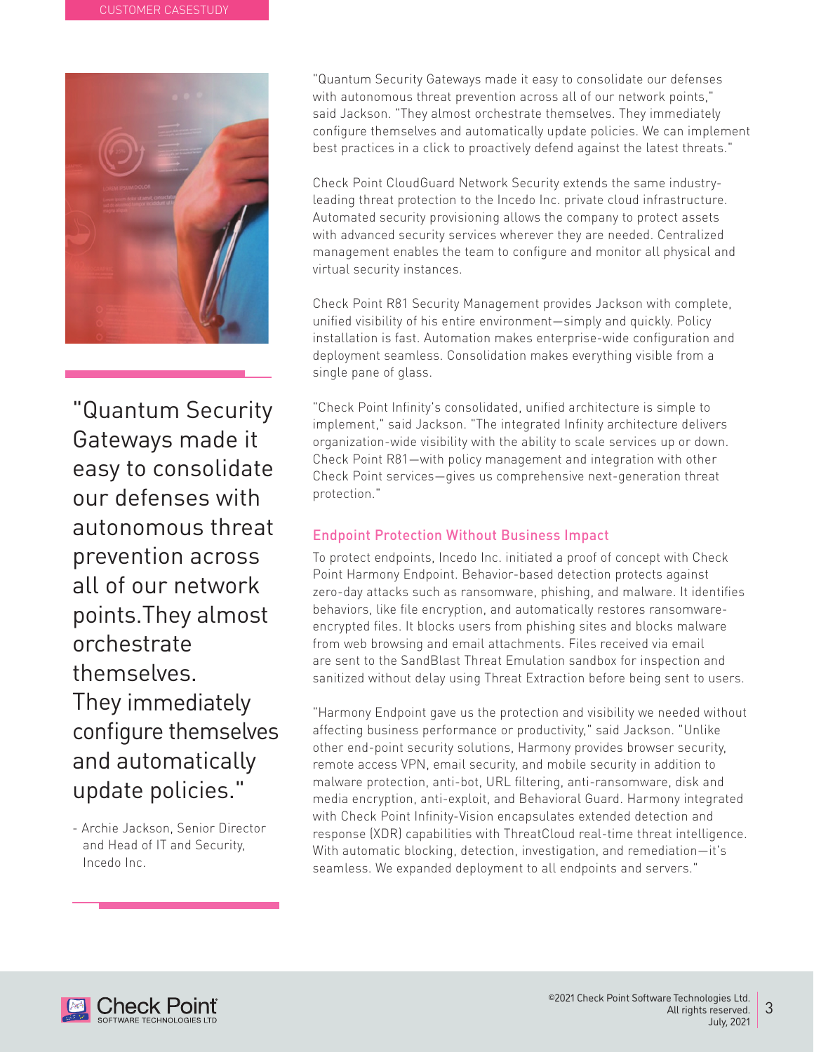"Quantum Security Gateways made it easy to consolidate our defenses with autonomous threat prevention across all of our network points. They almost orchestrate themselves. They immediately configure themselves and automatically update policies."

- Archie Jackson, Senior Director and Head of IT and Security, Incedo Inc.

"Quantum Security Gateways made it easy to consolidate our defenses with autonomous threat prevention across all of our network points," said Jackson. "They almost orchestrate themselves. They immediately configure themselves and automatically update policies. We can implement best practices in a click to proactively defend against the latest threats."

Check Point CloudGuard Network Security extends the same industry-leading threat protection to the Incedo Inc. private cloud infrastructure. Automated security provisioning allows the company to protect assets with advanced security services wherever they are needed. Centralized management enables the team to configure and monitor all physical and virtual security instances.

Check Point R81 Security Management provides Jackson with complete, unified visibility of his entire environment—simply and quickly. Policy installation is fast. Automation makes enterprise-wide configuration and deployment seamless. Consolidation makes everything visible from a single pane of glass.

"Check Point Infinity's consolidated, unified architecture is simple to implement," said Jackson. "The integrated Infinity architecture delivers organization-wide visibility with the ability to scale services up or down. Check Point R81—with policy management and integration with other Check Point services—gives us comprehensive next-generation threat protection."

## Endpoint Protection Without Business Impact

To protect endpoints, Incedo Inc. initiated a proof of concept with Check Point Harmony Endpoint. Behavior-based detection protects against zero-day attacks such as ransomware, phishing, and malware. It identifies behaviors, like file encryption, and automatically restores ransomware-encrypted files. It blocks users from phishing sites and blocks malware from web browsing and email attachments. Files received via email are sent to the SandBlast Threat Emulation sandbox for inspection and sanitized without delay using Threat Extraction before being sent to users.

"Harmony Endpoint gave us the protection and visibility we needed without affecting business performance or productivity," said Jackson. "Unlike other end-point security solutions, Harmony provides browser security, remote access VPN, email security, and mobile security in addition to malware protection, anti-bot, URL filtering, anti-ransomware, disk and media encryption, anti-exploit, and Behavioral Guard. Harmony integrated with Check Point Infinity-Vision encapsulates extended detection and response (XDR) capabilities with ThreatCloud real-time threat intelligence. With automatic blocking, detection, investigation, and remediation—it's seamless. We expanded deployment to all endpoints and servers."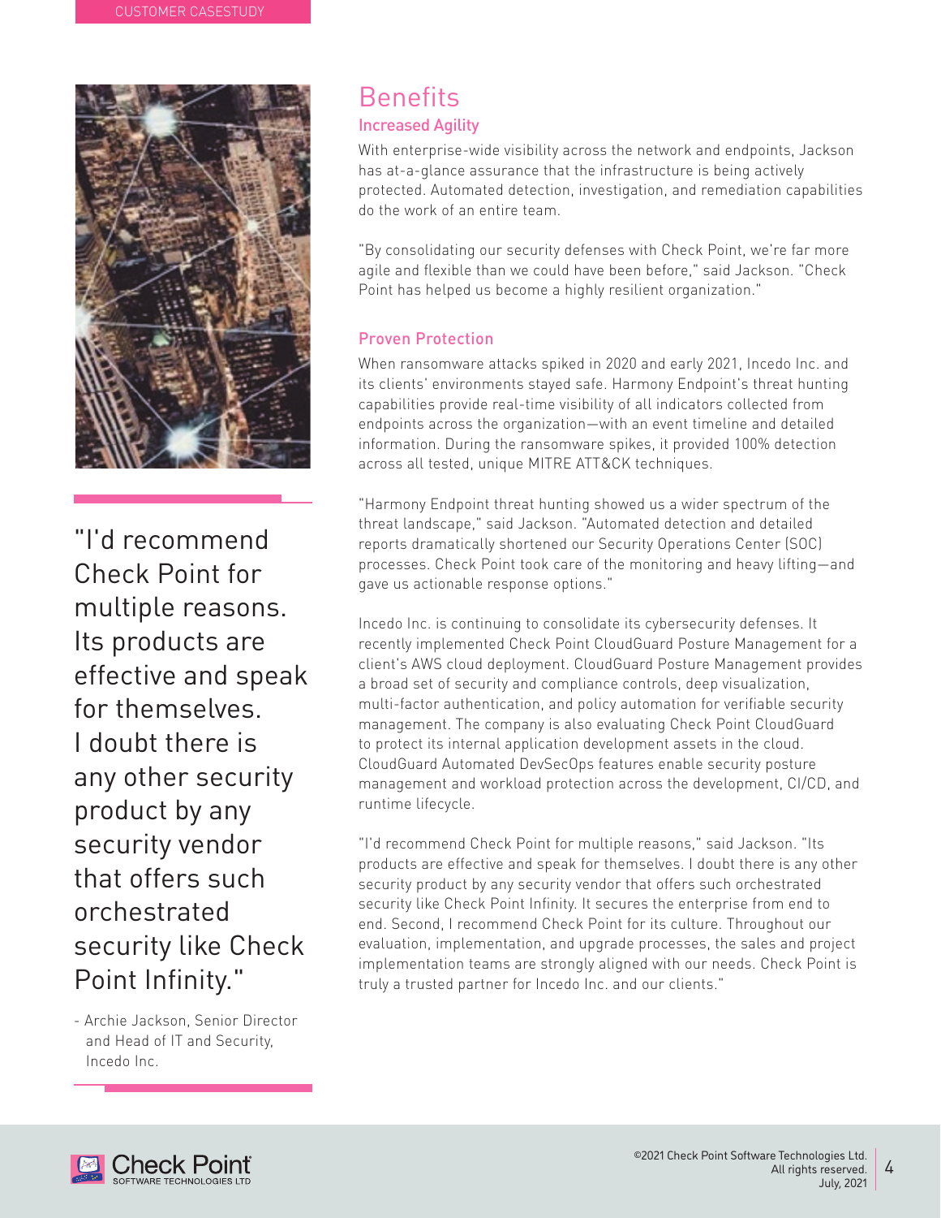"I'd recommend Check Point for multiple reasons. Its products are effective and speak for themselves. I doubt there is any other security product by any security vendor that offers such orchestrated security like Check Point Infinity."

- Archie Jackson, Senior Director and Head of IT and Security, Incedo Inc.

# Benefits

## Increased Agility

With enterprise-wide visibility across the network and endpoints, Jackson has at-a-glance assurance that the infrastructure is being actively protected. Automated detection, investigation, and remediation capabilities do the work of an entire team.

"By consolidating our security defenses with Check Point, we're far more agile and flexible than we could have been before," said Jackson. "Check Point has helped us become a highly resilient organization."

## Proven Protection

When ransomware attacks spiked in 2020 and early 2021, Incedo Inc. and its clients' environments stayed safe. Harmony Endpoint's threat hunting capabilities provide real-time visibility of all indicators collected from endpoints across the organization—with an event timeline and detailed information. During the ransomware spikes, it provided 100% detection across all tested, unique MITRE ATT&CK techniques.

"Harmony Endpoint threat hunting showed us a wider spectrum of the threat landscape," said Jackson. "Automated detection and detailed reports dramatically shortened our Security Operations Center (SOC) processes. Check Point took care of the monitoring and heavy lifting—and gave us actionable response options."

Incedo Inc. is continuing to consolidate its cybersecurity defenses. It recently implemented Check Point CloudGuard Posture Management for a client's AWS cloud deployment. CloudGuard Posture Management provides a broad set of security and compliance controls, deep visualization, multi-factor authentication, and policy automation for verifiable security management. The company is also evaluating Check Point CloudGuard to protect its internal application development assets in the cloud. CloudGuard Automated DevSecOps features enable security posture management and workload protection across the development, CI/CD, and runtime lifecycle.

"I'd recommend Check Point for multiple reasons," said Jackson. "Its products are effective and speak for themselves. I doubt there is any other security product by any security vendor that offers such orchestrated security like Check Point Infinity. It secures the enterprise from end to end. Second, I recommend Check Point for its culture. Throughout our evaluation, implementation, and upgrade processes, the sales and project implementation teams are strongly aligned with our needs. Check Point is truly a trusted partner for Incedo Inc. and our clients."

©2021 Check Point Software Technologies Ltd. All rights reserved. July, 2021